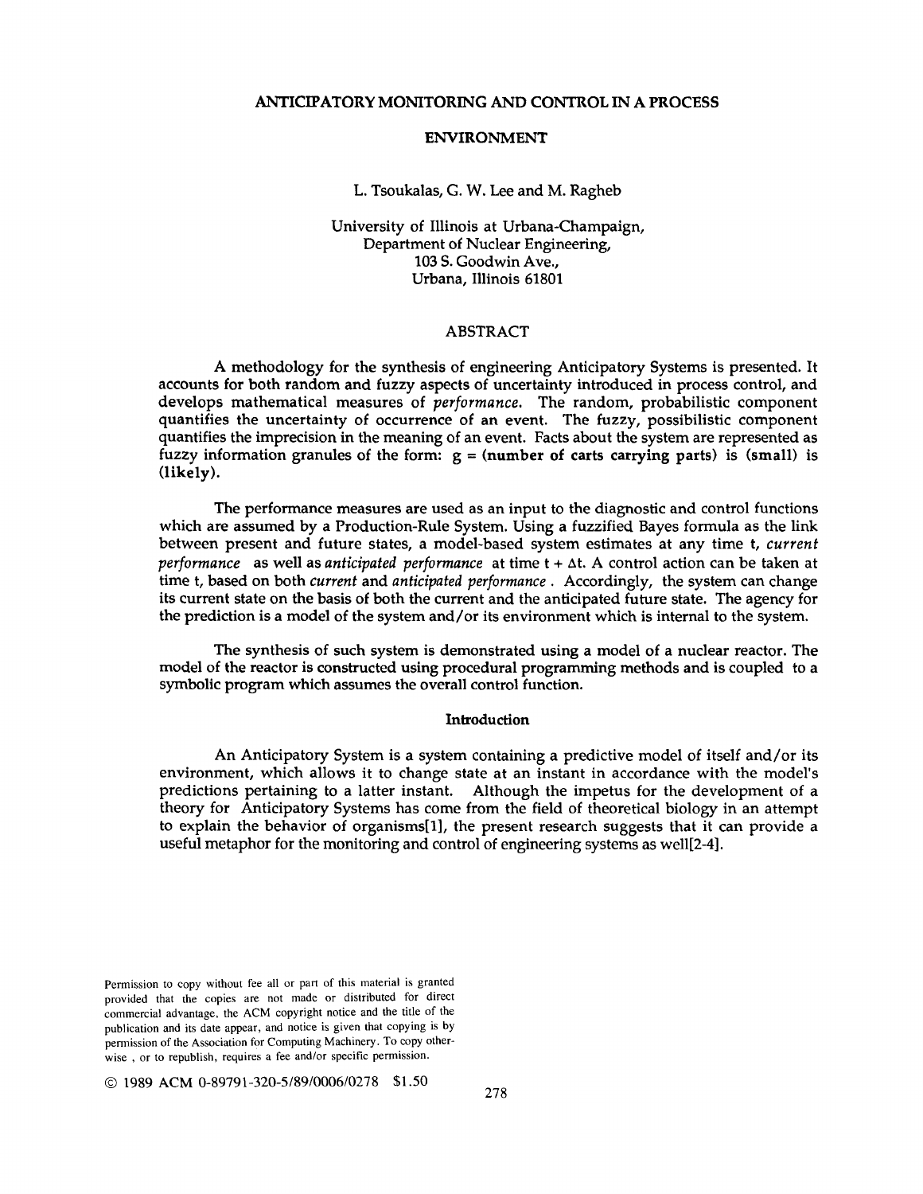# ANTICIPATORY MONITORING AND CONTROL IN A PROCESS ENVIRONMENT

L. Tsoukalas, G. W. Lee and M. Ragheb

University of Illinois at Urbana-Champaign,
Department of Nuclear Engineering,
103 S. Goodwin Ave.,
Urbana, Illinois 61801

## ABSTRACT

A methodology for the synthesis of engineering Anticipatory Systems is presented. It accounts for both random and fuzzy aspects of uncertainty introduced in process control, and develops mathematical measures of *performance*. The random, probabilistic component quantifies the uncertainty of occurrence of an event. The fuzzy, possibilistic component quantifies the imprecision in the meaning of an event. Facts about the system are represented as fuzzy information granules of the form: g = **(number of carts carrying parts)** is **(small)** is **(likely)**.

The performance measures are used as an input to the diagnostic and control functions which are assumed by a Production-Rule System. Using a fuzzified Bayes formula as the link between present and future states, a model-based system estimates at any time t, *current performance* as well as *anticipated performance* at time $t + \Delta t$. A control action can be taken at time t, based on both *current* and *anticipated performance*. Accordingly, the system can change its current state on the basis of both the current and the anticipated future state. The agency for the prediction is a model of the system and/or its environment which is internal to the system.

The synthesis of such system is demonstrated using a model of a nuclear reactor. The model of the reactor is constructed using procedural programming methods and is coupled to a symbolic program which assumes the overall control function.

## Introduction

An Anticipatory System is a system containing a predictive model of itself and/or its environment, which allows it to change state at an instant in accordance with the model's predictions pertaining to a latter instant. Although the impetus for the development of a theory for Anticipatory Systems has come from the field of theoretical biology in an attempt to explain the behavior of organisms[1], the present research suggests that it can provide a useful metaphor for the monitoring and control of engineering systems as well[2-4].

Permission to copy without fee all or part of this material is granted provided that the copies are not made or distributed for direct commercial advantage, the ACM copyright notice and the title of the publication and its date appear, and notice is given that copying is by permission of the Association for Computing Machinery. To copy otherwise, or to republish, requires a fee and/or specific permission.

© 1989 ACM 0-89791-320-5/89/0006/0278 $1.50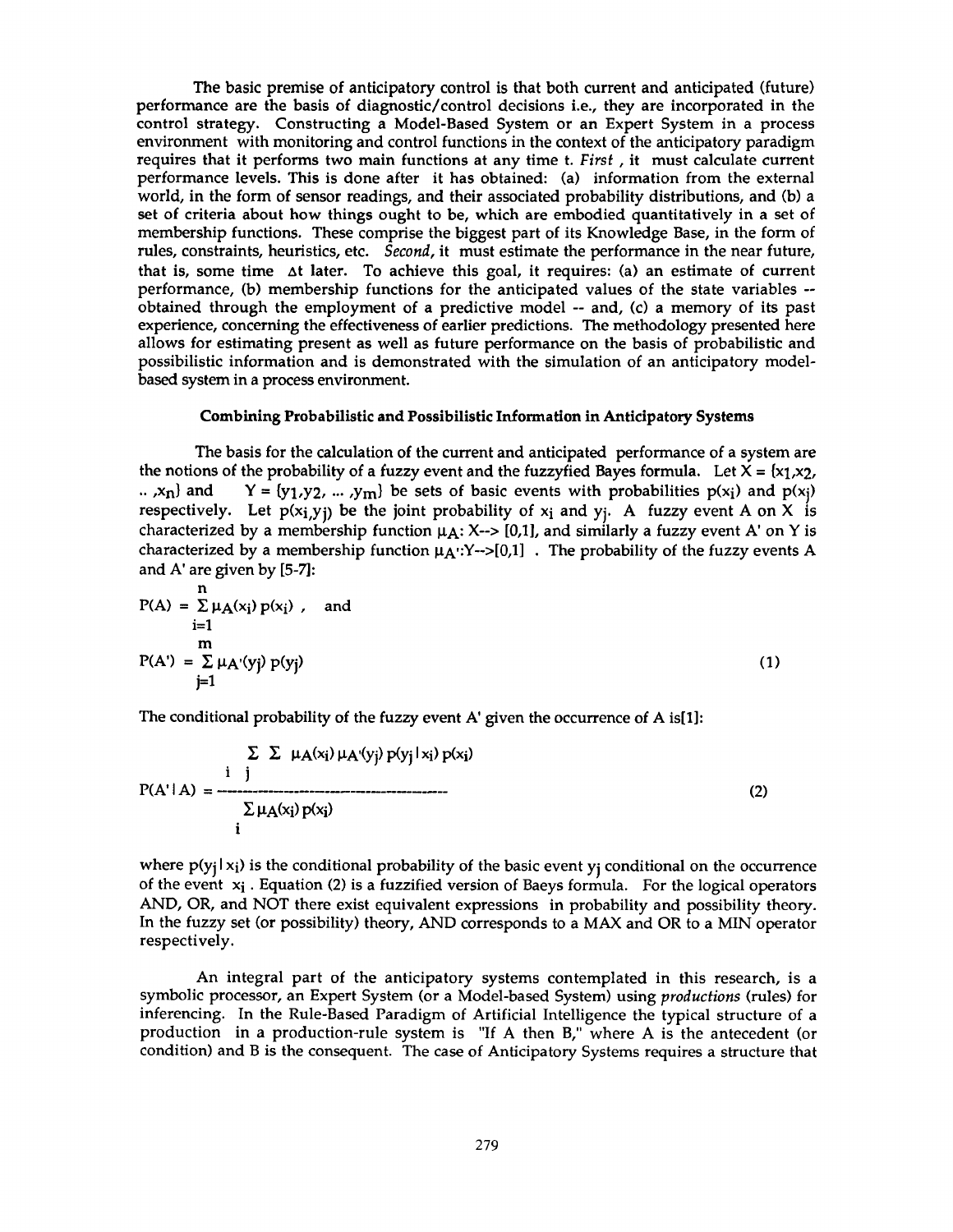The basic premise of anticipatory control is that both current and anticipated (future) performance are the basis of diagnostic/control decisions i.e., they are incorporated in the control strategy. Constructing a Model-Based System or an Expert System in a process environment with monitoring and control functions in the context of the anticipatory paradigm requires that it performs two main functions at any time t. *First*, it must calculate current performance levels. This is done after it has obtained: (a) information from the external world, in the form of sensor readings, and their associated probability distributions, and (b) a set of criteria about how things ought to be, which are embodied quantitatively in a set of membership functions. These comprise the biggest part of its Knowledge Base, in the form of rules, constraints, heuristics, etc. *Second*, it must estimate the performance in the near future, that is, some time $\Delta t$ later. To achieve this goal, it requires: (a) an estimate of current performance, (b) membership functions for the anticipated values of the state variables -- obtained through the employment of a predictive model -- and, (c) a memory of its past experience, concerning the effectiveness of earlier predictions. The methodology presented here allows for estimating present as well as future performance on the basis of probabilistic and possibilistic information and is demonstrated with the simulation of an anticipatory model-based system in a process environment.

## Combining Probabilistic and Possibilistic Information in Anticipatory Systems

The basis for the calculation of the current and anticipated performance of a system are the notions of the probability of a fuzzy event and the fuzzyfied Bayes formula. Let $X = \{x_1, x_2, .. , x_n\}$ and $Y = \{y_1, y_2, ... , y_m\}$ be sets of basic events with probabilities $p(x_i)$ and $p(x_j)$ respectively. Let $p(x_i, y_j)$ be the joint probability of $x_i$ and $y_j$. A fuzzy event A on X is characterized by a membership function $\mu_A$: X--> [0,1], and similarly a fuzzy event A' on Y is characterized by a membership function $\mu_{A'}$:Y-->[0,1] . The probability of the fuzzy events A and A' are given by [5-7]:

$$P(A) = \sum_{i=1}^{n} \mu_A(x_i)\, p(x_i), \quad \text{and}$$

$$P(A') = \sum_{j=1}^{m} \mu_{A'}(y_j)\, p(y_j) \tag{1}$$

The conditional probability of the fuzzy event A' given the occurrence of A is[1]:

$$P(A' \mid A) = \frac{\sum_i \sum_j \mu_A(x_i)\, \mu_{A'}(y_j)\, p(y_j \mid x_i)\, p(x_i)}{\sum_i \mu_A(x_i)\, p(x_i)} \tag{2}$$

where $p(y_j \mid x_i)$ is the conditional probability of the basic event $y_j$ conditional on the occurrence of the event $x_i$ . Equation (2) is a fuzzified version of Baeys formula. For the logical operators AND, OR, and NOT there exist equivalent expressions in probability and possibility theory. In the fuzzy set (or possibility) theory, AND corresponds to a MAX and OR to a MIN operator respectively.

An integral part of the anticipatory systems contemplated in this research, is a symbolic processor, an Expert System (or a Model-based System) using *productions* (rules) for inferencing. In the Rule-Based Paradigm of Artificial Intelligence the typical structure of a production in a production-rule system is "If A then B," where A is the antecedent (or condition) and B is the consequent. The case of Anticipatory Systems requires a structure that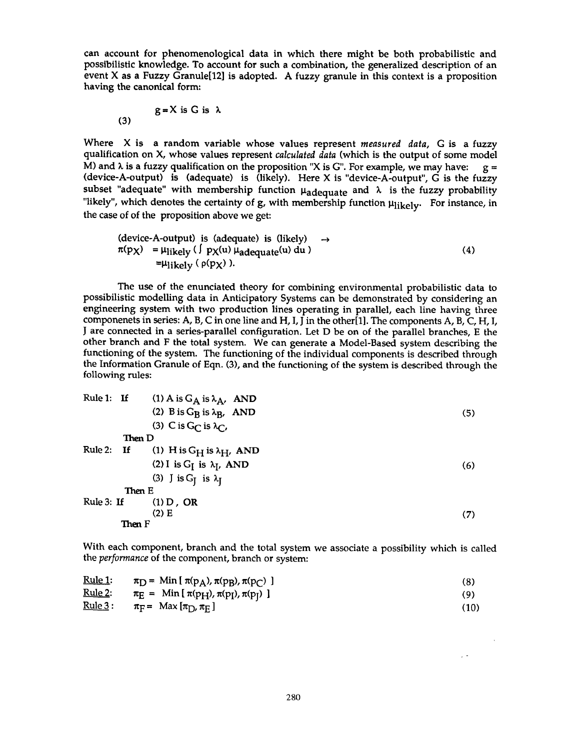can account for phenomenological data in which there might be both probabilistic and possibilistic knowledge. To account for such a combination, the generalized description of an event X as a Fuzzy Granule[12] is adopted. A fuzzy granule in this context is a proposition having the canonical form:

$$g = X \text{ is } G \text{ is } \lambda \tag{3}$$

Where X is a random variable whose values represent *measured data*, G is a fuzzy qualification on X, whose values represent *calculated data* (which is the output of some model M) and $\lambda$ is a fuzzy qualification on the proposition "X is G". For example, we may have: g = (device-A-output) is (adequate) is (likely). Here X is "device-A-output", G is the fuzzy subset "adequate" with membership function $\mu_{adequate}$ and $\lambda$ is the fuzzy probability "likely", which denotes the certainty of g, with membership function $\mu_{likely}$. For instance, in the case of of the proposition above we get:

$$\begin{aligned} &\text{(device-A-output) is (adequate) is (likely)} \rightarrow \\ &\pi(p_X) = \mu_{likely}\left( \int p_X(u)\, \mu_{adequate}(u)\, du \right) \\ &\quad = \mu_{likely}\left( \rho(p_X) \right). \end{aligned} \tag{4}$$

The use of the enunciated theory for combining environmental probabilistic data to possibilistic modelling data in Anticipatory Systems can be demonstrated by considering an engineering system with two production lines operating in parallel, each line having three componenets in series: A, B, C in one line and H, I, J in the other[1]. The components A, B, C, H, I, J are connected in a series-parallel configuration. Let D be on of the parallel branches, E the other branch and F the total system. We can generate a Model-Based system describing the functioning of the system. The functioning of the individual components is described through the Information Granule of Eqn. (3), and the functioning of the system is described through the following rules:

Rule 1: **If** (1) A is $G_A$ is $\lambda_A$, **AND**
(2) B is $G_B$ is $\lambda_B$, **AND** (5)
(3) C is $G_C$ is $\lambda_C$,
**Then** D

Rule 2: **If** (1) H is $G_H$ is $\lambda_H$, **AND**
(2) I is $G_I$ is $\lambda_I$, **AND** (6)
(3) J is $G_J$ is $\lambda_J$
**Then** E

Rule 3: **If** (1) D , **OR**
(2) E (7)
**Then** F

With each component, branch and the total system we associate a possibility which is called the *performance* of the component, branch or system:

Rule 1: $\pi_D = \text{Min}\left[ \pi(p_A), \pi(p_B), \pi(p_C) \right]$ (8)

Rule 2: $\pi_E = \text{Min}\left[ \pi(p_H), \pi(p_I), \pi(p_J) \right]$ (9)

Rule 3: $\pi_F = \text{Max}\left[ \pi_D, \pi_E \right]$ (10)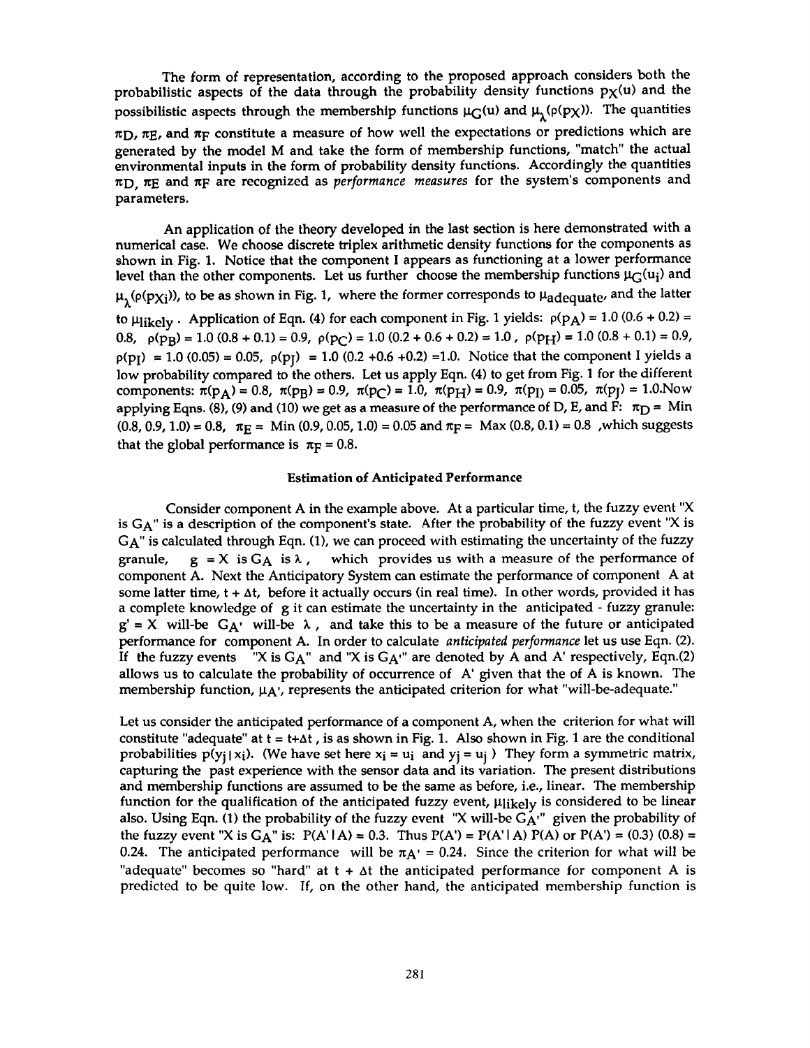The form of representation, according to the proposed approach considers both the probabilistic aspects of the data through the probability density functions $p_X(u)$ and the possibilistic aspects through the membership functions $\mu_G(u)$ and $\mu_\lambda(\rho(p_X))$. The quantities $\pi_D$, $\pi_E$, and $\pi_F$ constitute a measure of how well the expectations or predictions which are generated by the model M and take the form of membership functions, "match" the actual environmental inputs in the form of probability density functions. Accordingly the quantities $\pi_D$, $\pi_E$ and $\pi_F$ are recognized as *performance measures* for the system's components and parameters.

An application of the theory developed in the last section is here demonstrated with a numerical case. We choose discrete triplex arithmetic density functions for the components as shown in Fig. 1. Notice that the component I appears as functioning at a lower performance level than the other components. Let us further choose the membership functions $\mu_G(u_i)$ and $\mu_\lambda(\rho(p_{Xi}))$, to be as shown in Fig. 1, where the former corresponds to $\mu_{adequate}$, and the latter to $\mu_{likely}$. Application of Eqn. (4) for each component in Fig. 1 yields: $\rho(p_A) = 1.0\ (0.6 + 0.2) = 0.8$, $\rho(p_B) = 1.0\ (0.8 + 0.1) = 0.9$, $\rho(p_C) = 1.0\ (0.2 + 0.6 + 0.2) = 1.0$, $\rho(p_H) = 1.0\ (0.8 + 0.1) = 0.9$, $\rho(p_I) = 1.0\ (0.05) = 0.05$, $\rho(p_J) = 1.0\ (0.2 + 0.6 + 0.2) = 1.0$. Notice that the component I yields a low probability compared to the others. Let us apply Eqn. (4) to get from Fig. 1 for the different components: $\pi(p_A) = 0.8$, $\pi(p_B) = 0.9$, $\pi(p_C) = 1.0$, $\pi(p_H) = 0.9$, $\pi(p_I) = 0.05$, $\pi(p_J) = 1.0$.Now applying Eqns. (8), (9) and (10) we get as a measure of the performance of D, E, and F: $\pi_D = \text{Min}\ (0.8, 0.9, 1.0) = 0.8$, $\pi_E = \text{Min}\ (0.9, 0.05, 1.0) = 0.05$ and $\pi_F = \text{Max}\ (0.8, 0.1) = 0.8$ ,which suggests that the global performance is $\pi_F = 0.8$.

### Estimation of Anticipated Performance

Consider component A in the example above. At a particular time, t, the fuzzy event "X is $G_A$" is a description of the component's state. After the probability of the fuzzy event "X is $G_A$" is calculated through Eqn. (1), we can proceed with estimating the uncertainty of the fuzzy granule, $g = X$ is $G_A$ is $\lambda$, which provides us with a measure of the performance of component A. Next the Anticipatory System can estimate the performance of component A at some latter time, $t + \Delta t$, before it actually occurs (in real time). In other words, provided it has a complete knowledge of g it can estimate the uncertainty in the anticipated - fuzzy granule: $g' = X$ will-be $G_{A'}$ will-be $\lambda$, and take this to be a measure of the future or anticipated performance for component A. In order to calculate *anticipated performance* let us use Eqn. (2). If the fuzzy events "X is $G_A$" and "X is $G_{A'}$" are denoted by A and A' respectively, Eqn.(2) allows us to calculate the probability of occurrence of A' given that the of A is known. The membership function, $\mu_{A'}$, represents the anticipated criterion for what "will-be-adequate."

Let us consider the anticipated performance of a component A, when the criterion for what will constitute "adequate" at $t = t+\Delta t$, is as shown in Fig. 1. Also shown in Fig. 1 are the conditional probabilities $p(y_j \mid x_i)$. (We have set here $x_i = u_i$ and $y_j = u_j$ ) They form a symmetric matrix, capturing the past experience with the sensor data and its variation. The present distributions and membership functions are assumed to be the same as before, i.e., linear. The membership function for the qualification of the anticipated fuzzy event, $\mu_{likely}$ is considered to be linear also. Using Eqn. (1) the probability of the fuzzy event "X will-be $G_{A'}$" given the probability of the fuzzy event "X is $G_A$" is: $P(A' \mid A) = 0.3$. Thus $P(A') = P(A' \mid A)\ P(A)$ or $P(A') = (0.3)\ (0.8) = 0.24$. The anticipated performance will be $\pi_{A'} = 0.24$. Since the criterion for what will be "adequate" becomes so "hard" at $t + \Delta t$ the anticipated performance for component A is predicted to be quite low. If, on the other hand, the anticipated membership function is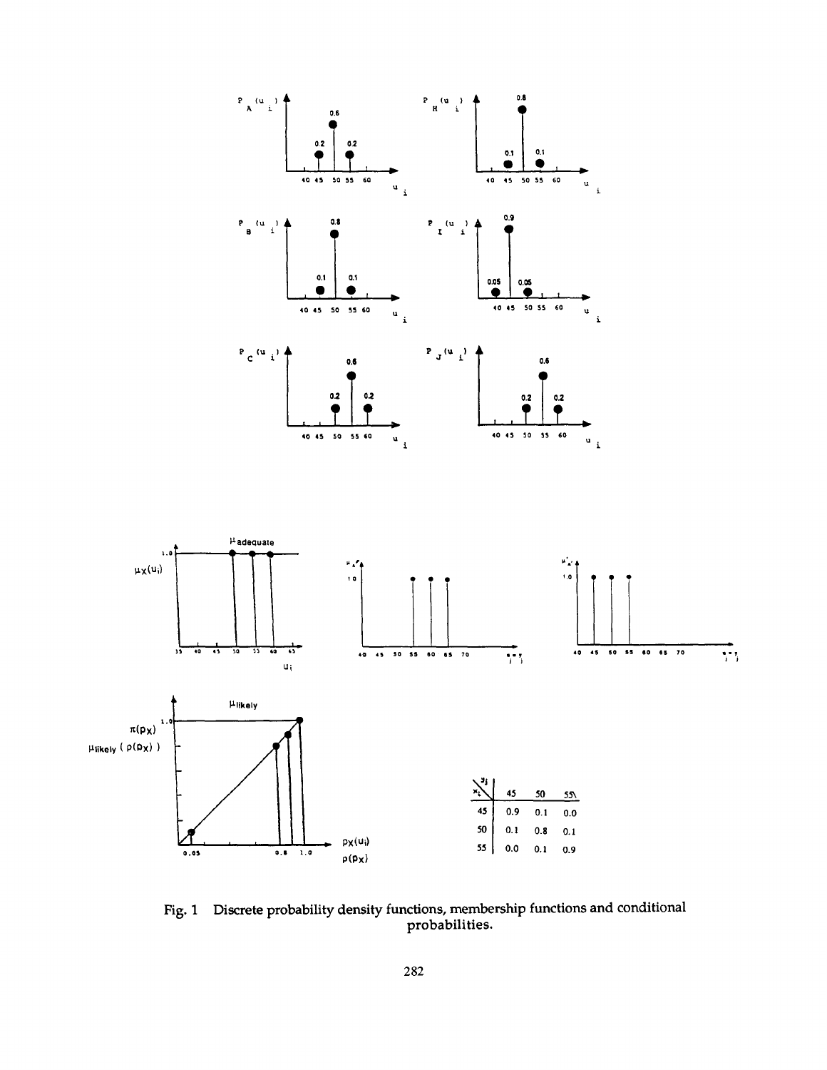| $x_i$ \ $y_j$ | 45 | 50 | 55 |
|---|---|---|---|
| 45 | 0.9 | 0.1 | 0.0 |
| 50 | 0.1 | 0.8 | 0.1 |
| 55 | 0.0 | 0.1 | 0.9 |

Fig. 1 Discrete probability density functions, membership functions and conditional probabilities.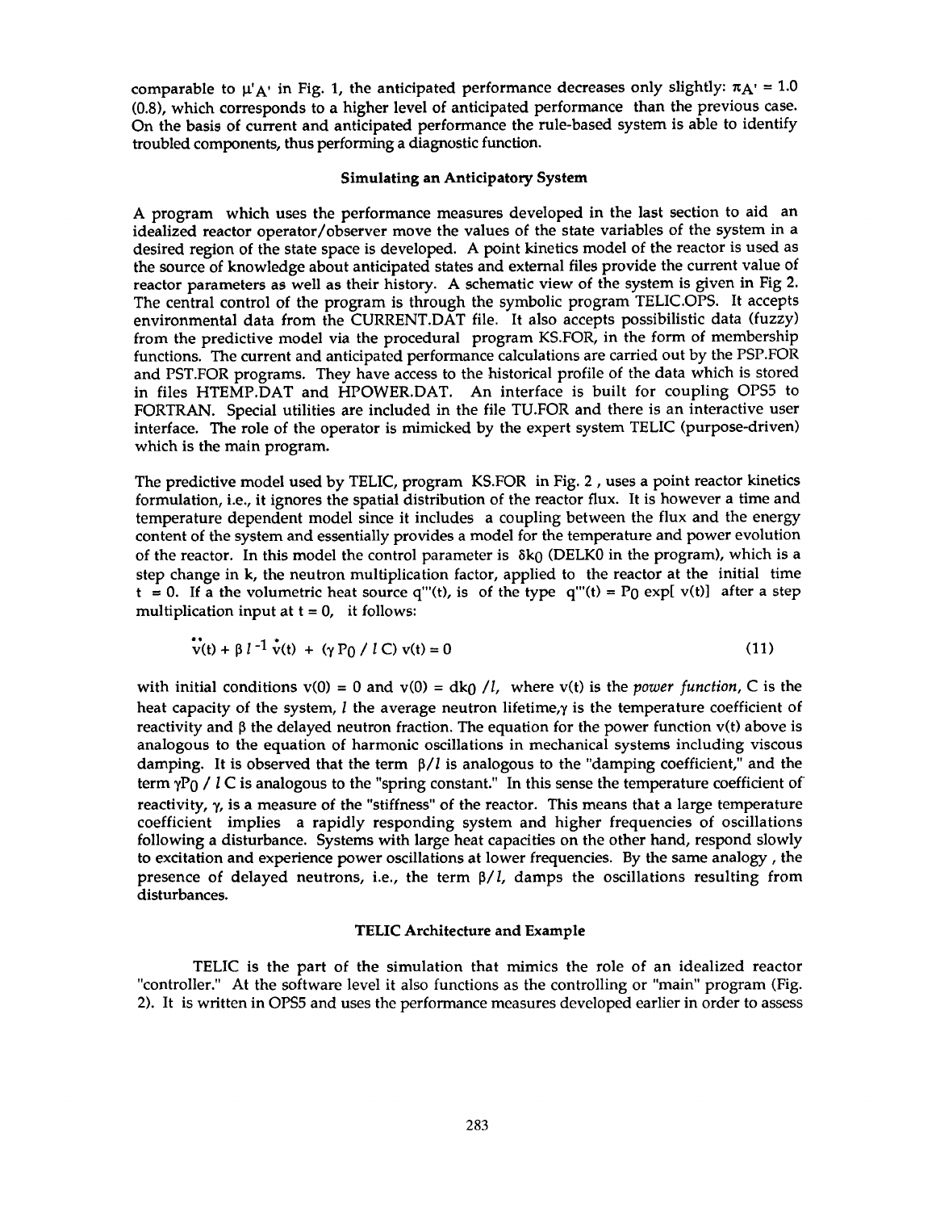comparable to $\mu'_{A'}$ in Fig. 1, the anticipated performance decreases only slightly: $\pi_{A'} = 1.0$ (0.8), which corresponds to a higher level of anticipated performance than the previous case. On the basis of current and anticipated performance the rule-based system is able to identify troubled components, thus performing a diagnostic function.

### Simulating an Anticipatory System

A program which uses the performance measures developed in the last section to aid an idealized reactor operator/observer move the values of the state variables of the system in a desired region of the state space is developed. A point kinetics model of the reactor is used as the source of knowledge about anticipated states and external files provide the current value of reactor parameters as well as their history. A schematic view of the system is given in Fig 2. The central control of the program is through the symbolic program TELIC.OPS. It accepts environmental data from the CURRENT.DAT file. It also accepts possibilistic data (fuzzy) from the predictive model via the procedural program KS.FOR, in the form of membership functions. The current and anticipated performance calculations are carried out by the PSP.FOR and PST.FOR programs. They have access to the historical profile of the data which is stored in files HTEMP.DAT and HPOWER.DAT. An interface is built for coupling OPS5 to FORTRAN. Special utilities are included in the file TU.FOR and there is an interactive user interface. The role of the operator is mimicked by the expert system TELIC (purpose-driven) which is the main program.

The predictive model used by TELIC, program KS.FOR in Fig. 2 , uses a point reactor kinetics formulation, i.e., it ignores the spatial distribution of the reactor flux. It is however a time and temperature dependent model since it includes a coupling between the flux and the energy content of the system and essentially provides a model for the temperature and power evolution of the reactor. In this model the control parameter is $\delta k_0$ (DELK0 in the program), which is a step change in k, the neutron multiplication factor, applied to the reactor at the initial time $t = 0$. If a the volumetric heat source $q'''(t)$, is of the type $q'''(t) = P_0 \exp[\, v(t)]$ after a step multiplication input at $t = 0$, it follows:

$$\ddot{v}(t) + \beta\, l^{-1}\, \dot{v}(t) + (\gamma\, P_0 \,/\, l\, C)\, v(t) = 0 \tag{11}$$

with initial conditions $v(0) = 0$ and $\dot{v}(0) = dk_0 / l$, where $v(t)$ is the *power function*, C is the heat capacity of the system, $l$ the average neutron lifetime, $\gamma$ is the temperature coefficient of reactivity and $\beta$ the delayed neutron fraction. The equation for the power function $v(t)$ above is analogous to the equation of harmonic oscillations in mechanical systems including viscous damping. It is observed that the term $\beta / l$ is analogous to the "damping coefficient," and the term $\gamma P_0 / l\, C$ is analogous to the "spring constant." In this sense the temperature coefficient of reactivity, $\gamma$, is a measure of the "stiffness" of the reactor. This means that a large temperature coefficient implies a rapidly responding system and higher frequencies of oscillations following a disturbance. Systems with large heat capacities on the other hand, respond slowly to excitation and experience power oscillations at lower frequencies. By the same analogy , the presence of delayed neutrons, i.e., the term $\beta / l$, damps the oscillations resulting from disturbances.

### TELIC Architecture and Example

TELIC is the part of the simulation that mimics the role of an idealized reactor "controller." At the software level it also functions as the controlling or "main" program (Fig. 2). It is written in OPS5 and uses the performance measures developed earlier in order to assess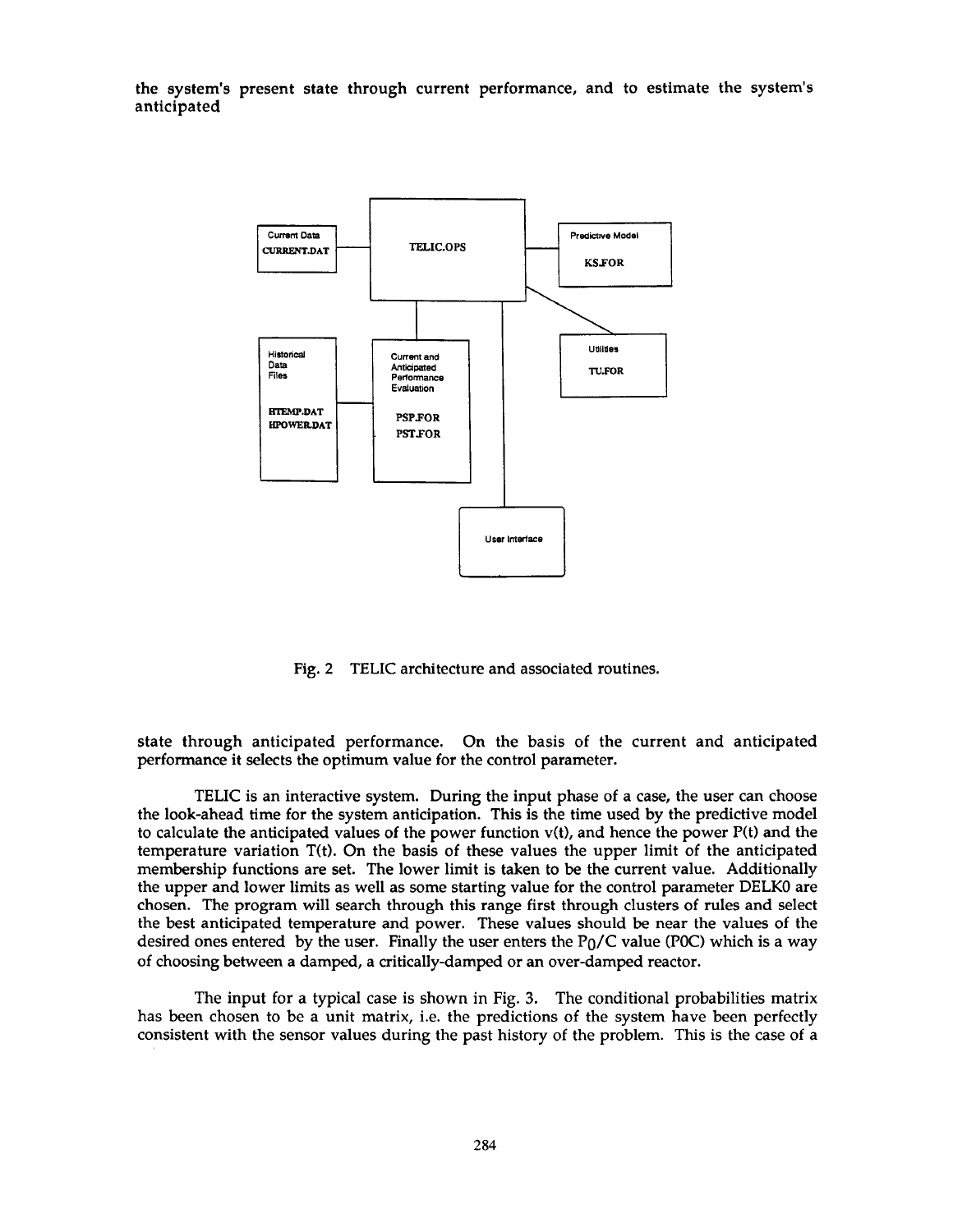the system's present state through current performance, and to estimate the system's anticipated

Fig. 2 TELIC architecture and associated routines.

state through anticipated performance. On the basis of the current and anticipated performance it selects the optimum value for the control parameter.

TELIC is an interactive system. During the input phase of a case, the user can choose the look-ahead time for the system anticipation. This is the time used by the predictive model to calculate the anticipated values of the power function v(t), and hence the power P(t) and the temperature variation T(t). On the basis of these values the upper limit of the anticipated membership functions are set. The lower limit is taken to be the current value. Additionally the upper and lower limits as well as some starting value for the control parameter DELKO are chosen. The program will search through this range first through clusters of rules and select the best anticipated temperature and power. These values should be near the values of the desired ones entered by the user. Finally the user enters the $P_0/C$ value (POC) which is a way of choosing between a damped, a critically-damped or an over-damped reactor.

The input for a typical case is shown in Fig. 3. The conditional probabilities matrix has been chosen to be a unit matrix, i.e. the predictions of the system have been perfectly consistent with the sensor values during the past history of the problem. This is the case of a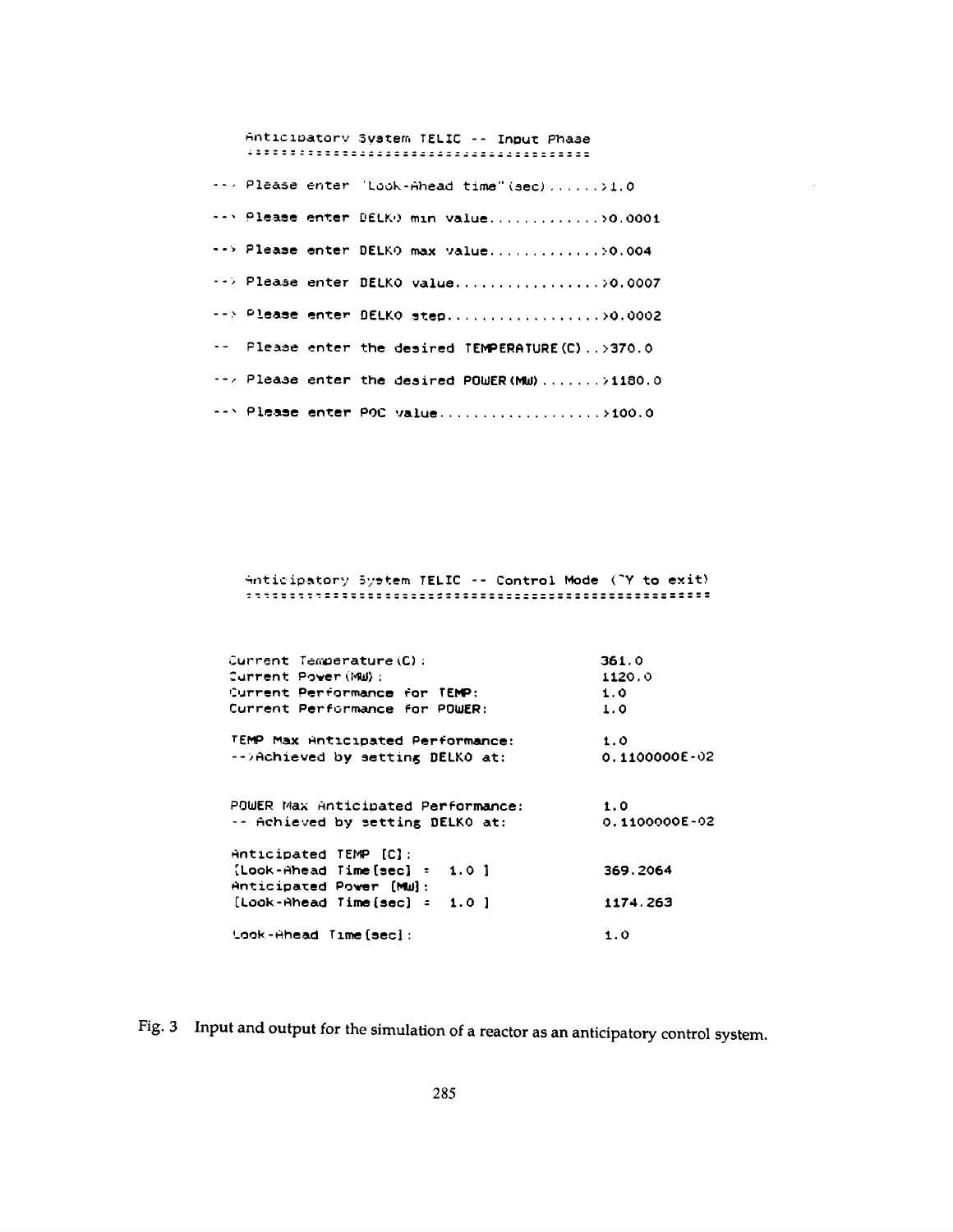```
Anticipatory System TELIC -- Input Phase
::::::::::::::::::::::::::::::::::::::

--> Please enter "Look-Ahead time"(sec)......>1.0

--> Please enter DELKO min value.............>0.0001

--> Please enter DELKO max value.............>0.004

--> Please enter DELKO value.................>0.0007

--> Please enter DELKO step..................>0.0002

--> Please enter the desired TEMPERATURE(C)..>370.0

--> Please enter the desired POWER(MW).......>1180.0

--> Please enter POC value...................>100.0
```

```
Anticipatory System TELIC -- Control Mode (^Y to exit)
::::::::::::::::::::::::::::::::::::::::::::::::::::::

Current Temperature(C):                     361.0
Current Power(MW):                          1120.0
Current Performance for TEMP:               1.0
Current Performance for POWER:              1.0

TEMP Max Anticipated Performance:           1.0
-->Achieved by setting DELKO at:            0.1100000E-02


POWER Max Anticipated Performance:          1.0
-- Achieved by setting DELKO at:            0.1100000E-02

Anticipated TEMP [C]:
[Look-Ahead Time[sec] =  1.0 ]              369.2064
Anticipated Power [MW]:
[Look-Ahead Time[sec] =  1.0 ]              1174.263

Look-Ahead Time[sec]:                       1.0
```

Fig. 3 Input and output for the simulation of a reactor as an anticipatory control system.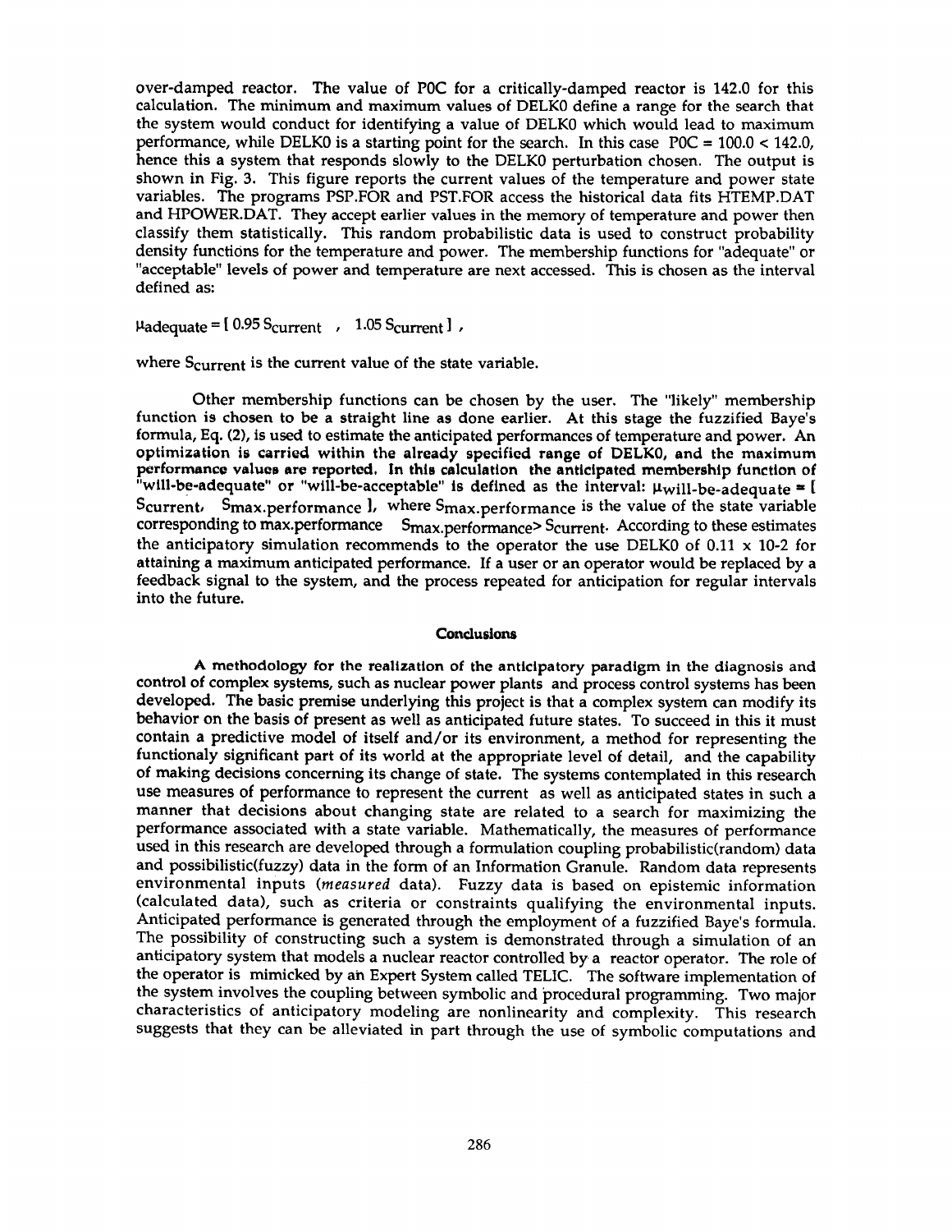over-damped reactor. The value of P0C for a critically-damped reactor is 142.0 for this calculation. The minimum and maximum values of DELK0 define a range for the search that the system would conduct for identifying a value of DELK0 which would lead to maximum performance, while DELK0 is a starting point for the search. In this case $P0C = 100.0 < 142.0$, hence this a system that responds slowly to the DELK0 perturbation chosen. The output is shown in Fig. 3. This figure reports the current values of the temperature and power state variables. The programs PSP.FOR and PST.FOR access the historical data fits HTEMP.DAT and HPOWER.DAT. They accept earlier values in the memory of temperature and power then classify them statistically. This random probabilistic data is used to construct probability density functions for the temperature and power. The membership functions for "adequate" or "acceptable" levels of power and temperature are next accessed. This is chosen as the interval defined as:

$$\mu_{adequate} = [\ 0.95\ S_{current}\ ,\ \ 1.05\ S_{current}\ ]\ ,$$

where $S_{current}$ is the current value of the state variable.

Other membership functions can be chosen by the user. The "likely" membership function is chosen to be a straight line as done earlier. At this stage the fuzzified Baye's formula, Eq. (2), is used to estimate the anticipated performances of temperature and power. An optimization is carried within the already specified range of DELK0, and the maximum performance values are reported. In this calculation the anticipated membership function of "will-be-adequate" or "will-be-acceptable" is defined as the interval: $\mu_{will\text{-}be\text{-}adequate} = [\ S_{current},\ S_{max.performance}\ ]$, where $S_{max.performance}$ is the value of the state variable corresponding to max.performance $S_{max.performance} > S_{current}$. According to these estimates the anticipatory simulation recommends to the operator the use DELK0 of 0.11 x 10-2 for attaining a maximum anticipated performance. If a user or an operator would be replaced by a feedback signal to the system, and the process repeated for anticipation for regular intervals into the future.

## Conclusions

A methodology for the realization of the anticipatory paradigm in the diagnosis and control of complex systems, such as nuclear power plants and process control systems has been developed. The basic premise underlying this project is that a complex system can modify its behavior on the basis of present as well as anticipated future states. To succeed in this it must contain a predictive model of itself and/or its environment, a method for representing the functionaly significant part of its world at the appropriate level of detail, and the capability of making decisions concerning its change of state. The systems contemplated in this research use measures of performance to represent the current as well as anticipated states in such a manner that decisions about changing state are related to a search for maximizing the performance associated with a state variable. Mathematically, the measures of performance used in this research are developed through a formulation coupling probabilistic(random) data and possibilistic(fuzzy) data in the form of an Information Granule. Random data represents environmental inputs (*measured* data). Fuzzy data is based on epistemic information (calculated data), such as criteria or constraints qualifying the environmental inputs. Anticipated performance is generated through the employment of a fuzzified Baye's formula. The possibility of constructing such a system is demonstrated through a simulation of an anticipatory system that models a nuclear reactor controlled by a reactor operator. The role of the operator is mimicked by an Expert System called TELIC. The software implementation of the system involves the coupling between symbolic and procedural programming. Two major characteristics of anticipatory modeling are nonlinearity and complexity. This research suggests that they can be alleviated in part through the use of symbolic computations and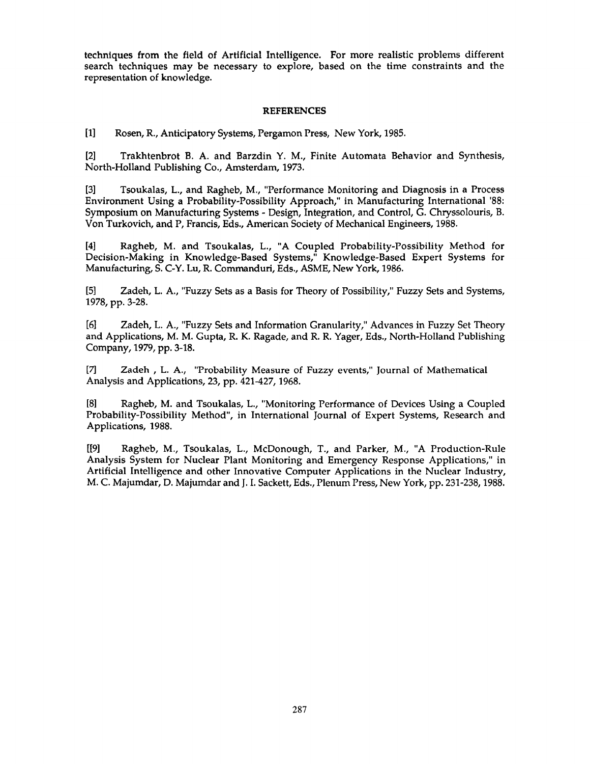techniques from the field of Artificial Intelligence. For more realistic problems different search techniques may be necessary to explore, based on the time constraints and the representation of knowledge.

## REFERENCES

[1] Rosen, R., Anticipatory Systems, Pergamon Press, New York, 1985.

[2] Trakhtenbrot B. A. and Barzdin Y. M., Finite Automata Behavior and Synthesis, North-Holland Publishing Co., Amsterdam, 1973.

[3] Tsoukalas, L., and Ragheb, M., "Performance Monitoring and Diagnosis in a Process Environment Using a Probability-Possibility Approach," in Manufacturing International '88: Symposium on Manufacturing Systems - Design, Integration, and Control, G. Chryssolouris, B. Von Turkovich, and P, Francis, Eds., American Society of Mechanical Engineers, 1988.

[4] Ragheb, M. and Tsoukalas, L., "A Coupled Probability-Possibility Method for Decision-Making in Knowledge-Based Systems," Knowledge-Based Expert Systems for Manufacturing, S. C-Y. Lu, R. Commanduri, Eds., ASME, New York, 1986.

[5] Zadeh, L. A., "Fuzzy Sets as a Basis for Theory of Possibility," Fuzzy Sets and Systems, 1978, pp. 3-28.

[6] Zadeh, L. A., "Fuzzy Sets and Information Granularity," Advances in Fuzzy Set Theory and Applications, M. M. Gupta, R. K. Ragade, and R. R. Yager, Eds., North-Holland Publishing Company, 1979, pp. 3-18.

[7] Zadeh , L. A., "Probability Measure of Fuzzy events," Journal of Mathematical Analysis and Applications, 23, pp. 421-427, 1968.

[8] Ragheb, M. and Tsoukalas, L., "Monitoring Performance of Devices Using a Coupled Probability-Possibility Method", in International Journal of Expert Systems, Research and Applications, 1988.

[[9] Ragheb, M., Tsoukalas, L., McDonough, T., and Parker, M., "A Production-Rule Analysis System for Nuclear Plant Monitoring and Emergency Response Applications," in Artificial Intelligence and other Innovative Computer Applications in the Nuclear Industry, M. C. Majumdar, D. Majumdar and J. I. Sackett, Eds., Plenum Press, New York, pp. 231-238, 1988.